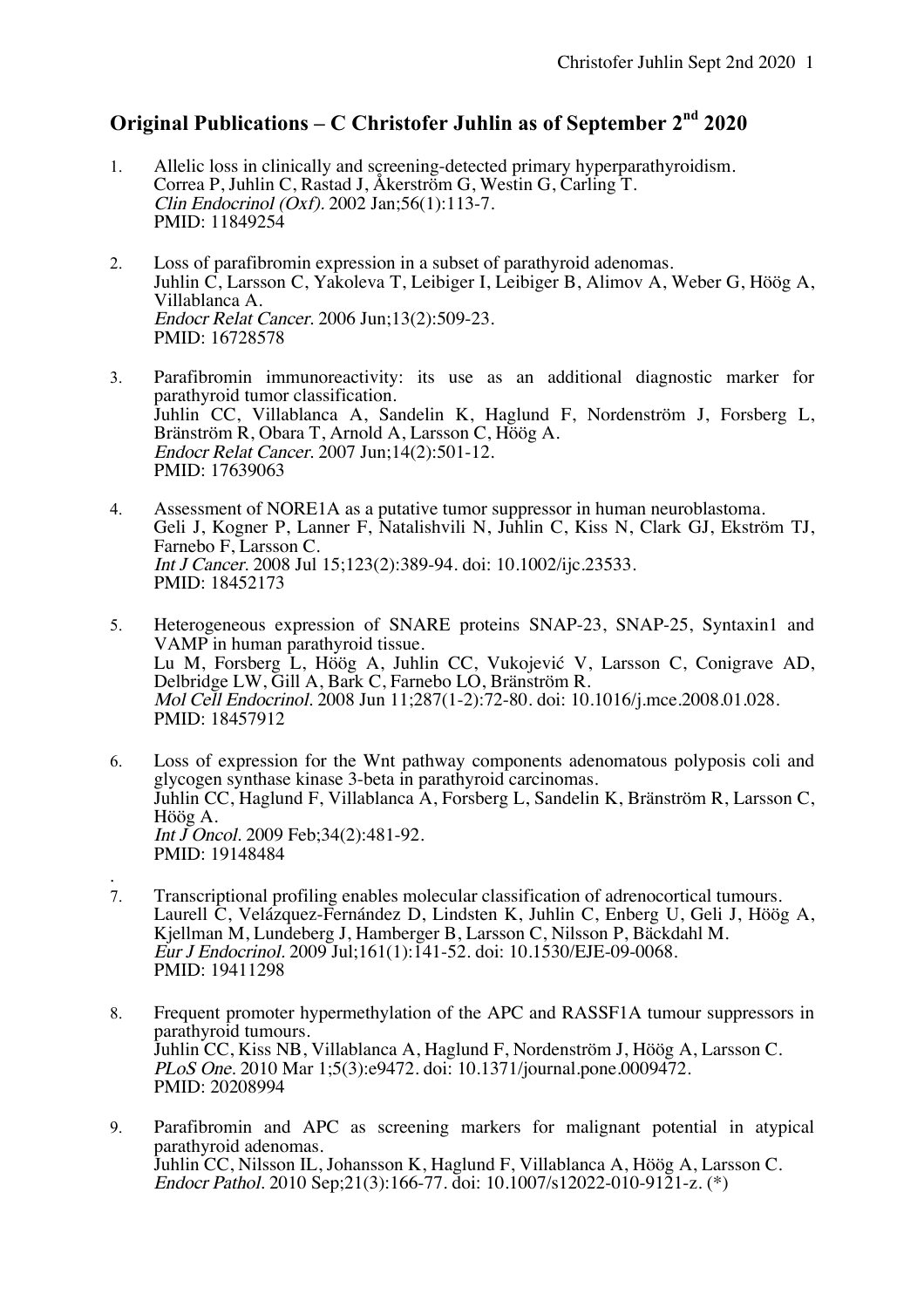## Original Publications – C Christofer Juhlin as of September 2nd 2020

1. Allelic loss in clinically and screening-detected primary hyperparathyroidism.
   Correa P, Juhlin C, Rastad J, Åkerström G, Westin G, Carling T.
   *Clin Endocrinol (Oxf).* 2002 Jan;56(1):113-7.
   PMID: 11849254

2. Loss of parafibromin expression in a subset of parathyroid adenomas.
   Juhlin C, Larsson C, Yakoleva T, Leibiger I, Leibiger B, Alimov A, Weber G, Höög A, Villablanca A.
   *Endocr Relat Cancer.* 2006 Jun;13(2):509-23.
   PMID: 16728578

3. Parafibromin immunoreactivity: its use as an additional diagnostic marker for parathyroid tumor classification.
   Juhlin CC, Villablanca A, Sandelin K, Haglund F, Nordenström J, Forsberg L, Bränström R, Obara T, Arnold A, Larsson C, Höög A.
   *Endocr Relat Cancer.* 2007 Jun;14(2):501-12.
   PMID: 17639063

4. Assessment of NORE1A as a putative tumor suppressor in human neuroblastoma.
   Geli J, Kogner P, Lanner F, Natalishvili N, Juhlin C, Kiss N, Clark GJ, Ekström TJ, Farnebo F, Larsson C.
   *Int J Cancer.* 2008 Jul 15;123(2):389-94. doi: 10.1002/ijc.23533.
   PMID: 18452173

5. Heterogeneous expression of SNARE proteins SNAP-23, SNAP-25, Syntaxin1 and VAMP in human parathyroid tissue.
   Lu M, Forsberg L, Höög A, Juhlin CC, Vukojević V, Larsson C, Conigrave AD, Delbridge LW, Gill A, Bark C, Farnebo LO, Bränström R.
   *Mol Cell Endocrinol.* 2008 Jun 11;287(1-2):72-80. doi: 10.1016/j.mce.2008.01.028.
   PMID: 18457912

6. Loss of expression for the Wnt pathway components adenomatous polyposis coli and glycogen synthase kinase 3-beta in parathyroid carcinomas.
   Juhlin CC, Haglund F, Villablanca A, Forsberg L, Sandelin K, Bränström R, Larsson C, Höög A.
   *Int J Oncol.* 2009 Feb;34(2):481-92.
   PMID: 19148484

7. Transcriptional profiling enables molecular classification of adrenocortical tumours.
   Laurell C, Velázquez-Fernández D, Lindsten K, Juhlin C, Enberg U, Geli J, Höög A, Kjellman M, Lundeberg J, Hamberger B, Larsson C, Nilsson P, Bäckdahl M.
   *Eur J Endocrinol.* 2009 Jul;161(1):141-52. doi: 10.1530/EJE-09-0068.
   PMID: 19411298

8. Frequent promoter hypermethylation of the APC and RASSF1A tumour suppressors in parathyroid tumours.
   Juhlin CC, Kiss NB, Villablanca A, Haglund F, Nordenström J, Höög A, Larsson C.
   *PLoS One.* 2010 Mar 1;5(3):e9472. doi: 10.1371/journal.pone.0009472.
   PMID: 20208994

9. Parafibromin and APC as screening markers for malignant potential in atypical parathyroid adenomas.
   Juhlin CC, Nilsson IL, Johansson K, Haglund F, Villablanca A, Höög A, Larsson C.
   *Endocr Pathol.* 2010 Sep;21(3):166-77. doi: 10.1007/s12022-010-9121-z. (*)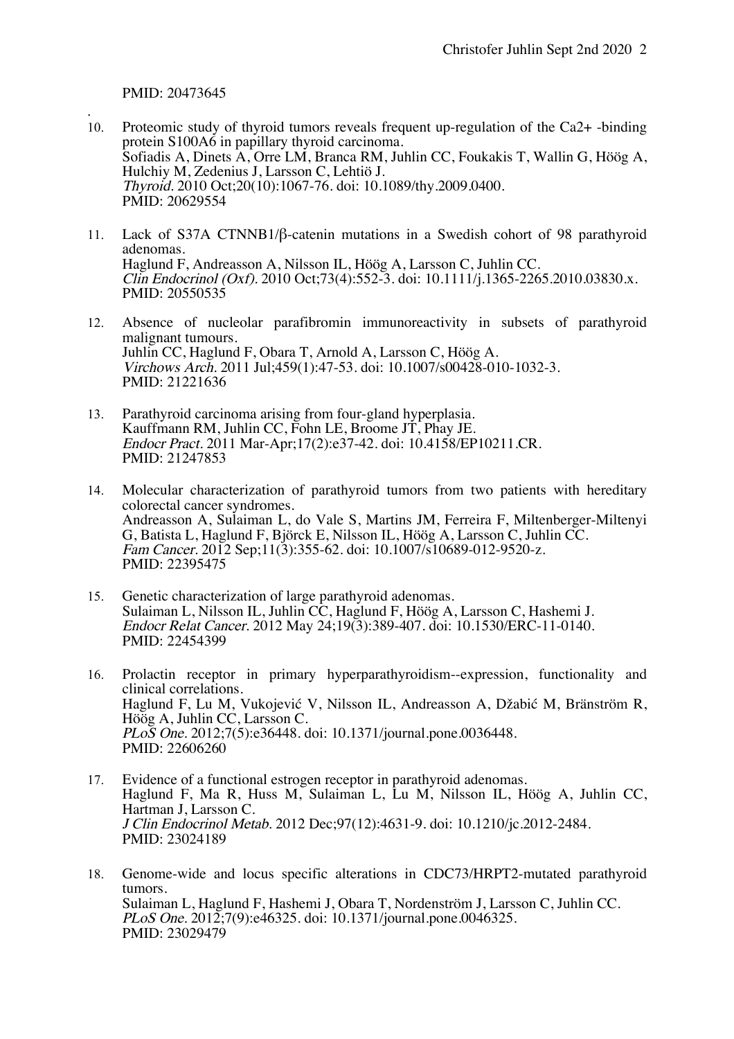PMID: 20473645

.

10. Proteomic study of thyroid tumors reveals frequent up-regulation of the Ca2+ -binding protein S100A6 in papillary thyroid carcinoma.
    Sofiadis A, Dinets A, Orre LM, Branca RM, Juhlin CC, Foukakis T, Wallin G, Höög A, Hulchiy M, Zedenius J, Larsson C, Lehtiö J.
    *Thyroid.* 2010 Oct;20(10):1067-76. doi: 10.1089/thy.2009.0400.
    PMID: 20629554

11. Lack of S37A CTNNB1/β-catenin mutations in a Swedish cohort of 98 parathyroid adenomas.
    Haglund F, Andreasson A, Nilsson IL, Höög A, Larsson C, Juhlin CC.
    *Clin Endocrinol (Oxf).* 2010 Oct;73(4):552-3. doi: 10.1111/j.1365-2265.2010.03830.x.
    PMID: 20550535

12. Absence of nucleolar parafibromin immunoreactivity in subsets of parathyroid malignant tumours.
    Juhlin CC, Haglund F, Obara T, Arnold A, Larsson C, Höög A.
    *Virchows Arch.* 2011 Jul;459(1):47-53. doi: 10.1007/s00428-010-1032-3.
    PMID: 21221636

13. Parathyroid carcinoma arising from four-gland hyperplasia.
    Kauffmann RM, Juhlin CC, Fohn LE, Broome JT, Phay JE.
    *Endocr Pract.* 2011 Mar-Apr;17(2):e37-42. doi: 10.4158/EP10211.CR.
    PMID: 21247853

14. Molecular characterization of parathyroid tumors from two patients with hereditary colorectal cancer syndromes.
    Andreasson A, Sulaiman L, do Vale S, Martins JM, Ferreira F, Miltenberger-Miltenyi G, Batista L, Haglund F, Björck E, Nilsson IL, Höög A, Larsson C, Juhlin CC.
    *Fam Cancer.* 2012 Sep;11(3):355-62. doi: 10.1007/s10689-012-9520-z.
    PMID: 22395475

15. Genetic characterization of large parathyroid adenomas.
    Sulaiman L, Nilsson IL, Juhlin CC, Haglund F, Höög A, Larsson C, Hashemi J.
    *Endocr Relat Cancer.* 2012 May 24;19(3):389-407. doi: 10.1530/ERC-11-0140.
    PMID: 22454399

16. Prolactin receptor in primary hyperparathyroidism--expression, functionality and clinical correlations.
    Haglund F, Lu M, Vukojević V, Nilsson IL, Andreasson A, Džabić M, Bränström R, Höög A, Juhlin CC, Larsson C.
    *PLoS One.* 2012;7(5):e36448. doi: 10.1371/journal.pone.0036448.
    PMID: 22606260

17. Evidence of a functional estrogen receptor in parathyroid adenomas.
    Haglund F, Ma R, Huss M, Sulaiman L, Lu M, Nilsson IL, Höög A, Juhlin CC, Hartman J, Larsson C.
    *J Clin Endocrinol Metab.* 2012 Dec;97(12):4631-9. doi: 10.1210/jc.2012-2484.
    PMID: 23024189

18. Genome-wide and locus specific alterations in CDC73/HRPT2-mutated parathyroid tumors.
    Sulaiman L, Haglund F, Hashemi J, Obara T, Nordenström J, Larsson C, Juhlin CC.
    *PLoS One.* 2012;7(9):e46325. doi: 10.1371/journal.pone.0046325.
    PMID: 23029479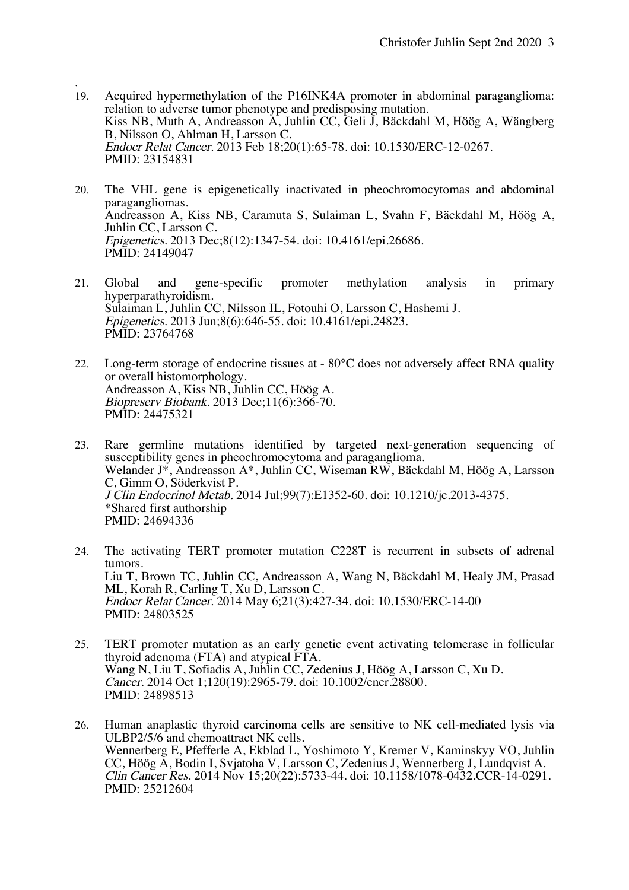19. Acquired hypermethylation of the P16INK4A promoter in abdominal paraganglioma: relation to adverse tumor phenotype and predisposing mutation.
Kiss NB, Muth A, Andreasson A, Juhlin CC, Geli J, Bäckdahl M, Höög A, Wängberg B, Nilsson O, Ahlman H, Larsson C.
*Endocr Relat Cancer.* 2013 Feb 18;20(1):65-78. doi: 10.1530/ERC-12-0267.
PMID: 23154831

20. The VHL gene is epigenetically inactivated in pheochromocytomas and abdominal paragangliomas.
Andreasson A, Kiss NB, Caramuta S, Sulaiman L, Svahn F, Bäckdahl M, Höög A, Juhlin CC, Larsson C.
*Epigenetics.* 2013 Dec;8(12):1347-54. doi: 10.4161/epi.26686.
PMID: 24149047

21. Global and gene-specific promoter methylation analysis in primary hyperparathyroidism.
Sulaiman L, Juhlin CC, Nilsson IL, Fotouhi O, Larsson C, Hashemi J.
*Epigenetics.* 2013 Jun;8(6):646-55. doi: 10.4161/epi.24823.
PMID: 23764768

22. Long-term storage of endocrine tissues at - 80°C does not adversely affect RNA quality or overall histomorphology.
Andreasson A, Kiss NB, Juhlin CC, Höög A.
*Biopreserv Biobank.* 2013 Dec;11(6):366-70.
PMID: 24475321

23. Rare germline mutations identified by targeted next-generation sequencing of susceptibility genes in pheochromocytoma and paraganglioma.
Welander J*, Andreasson A*, Juhlin CC, Wiseman RW, Bäckdahl M, Höög A, Larsson C, Gimm O, Söderkvist P.
*J Clin Endocrinol Metab.* 2014 Jul;99(7):E1352-60. doi: 10.1210/jc.2013-4375.
*Shared first authorship
PMID: 24694336

24. The activating TERT promoter mutation C228T is recurrent in subsets of adrenal tumors.
Liu T, Brown TC, Juhlin CC, Andreasson A, Wang N, Bäckdahl M, Healy JM, Prasad ML, Korah R, Carling T, Xu D, Larsson C.
*Endocr Relat Cancer.* 2014 May 6;21(3):427-34. doi: 10.1530/ERC-14-00
PMID: 24803525

25. TERT promoter mutation as an early genetic event activating telomerase in follicular thyroid adenoma (FTA) and atypical FTA.
Wang N, Liu T, Sofiadis A, Juhlin CC, Zedenius J, Höög A, Larsson C, Xu D.
*Cancer.* 2014 Oct 1;120(19):2965-79. doi: 10.1002/cncr.28800.
PMID: 24898513

26. Human anaplastic thyroid carcinoma cells are sensitive to NK cell-mediated lysis via ULBP2/5/6 and chemoattract NK cells.
Wennerberg E, Pfefferle A, Ekblad L, Yoshimoto Y, Kremer V, Kaminskyy VO, Juhlin CC, Höög A, Bodin I, Svjatoha V, Larsson C, Zedenius J, Wennerberg J, Lundqvist A.
*Clin Cancer Res.* 2014 Nov 15;20(22):5733-44. doi: 10.1158/1078-0432.CCR-14-0291.
PMID: 25212604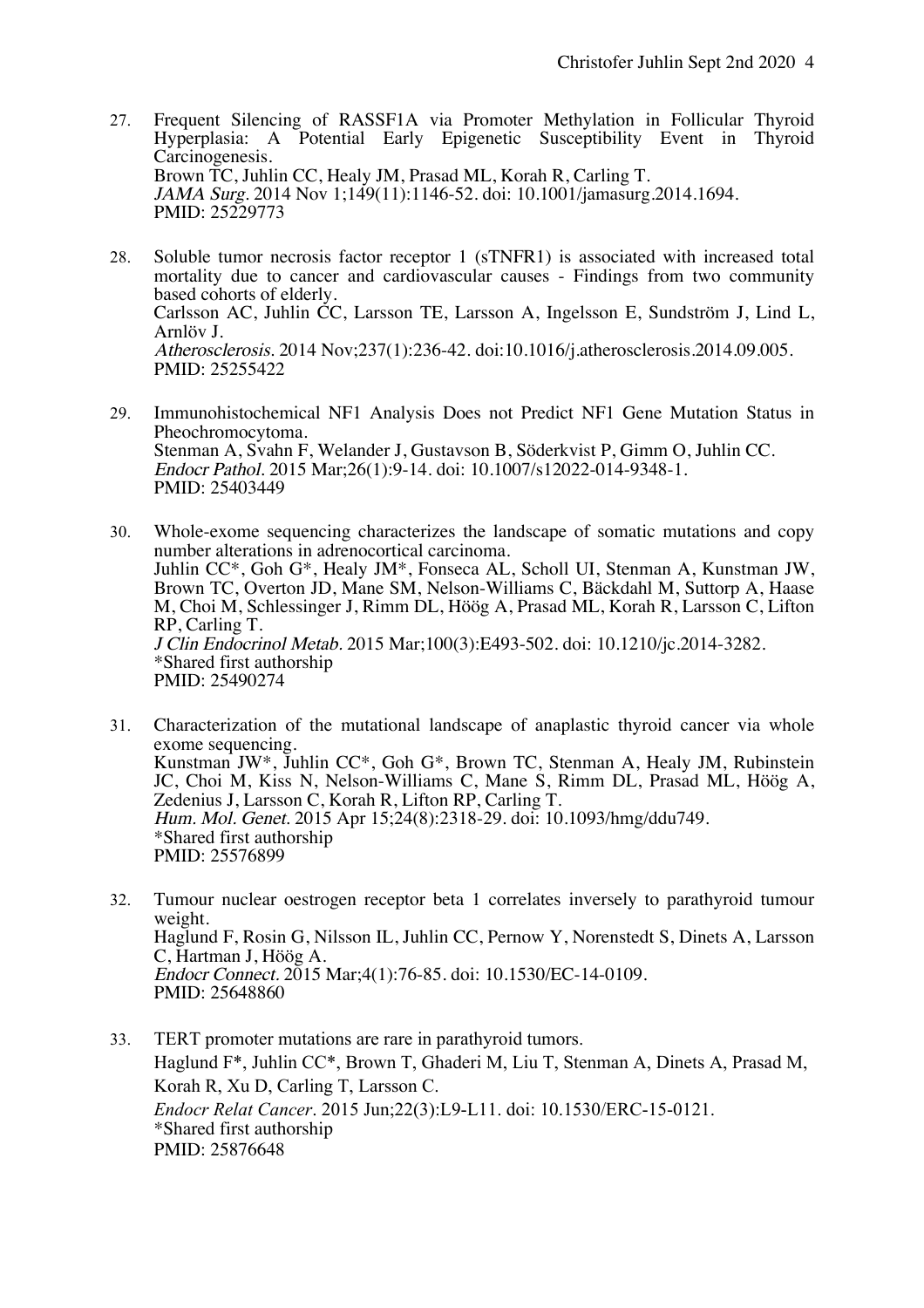27. Frequent Silencing of RASSF1A via Promoter Methylation in Follicular Thyroid Hyperplasia: A Potential Early Epigenetic Susceptibility Event in Thyroid Carcinogenesis.
    Brown TC, Juhlin CC, Healy JM, Prasad ML, Korah R, Carling T.
    *JAMA Surg.* 2014 Nov 1;149(11):1146-52. doi: 10.1001/jamasurg.2014.1694.
    PMID: 25229773

28. Soluble tumor necrosis factor receptor 1 (sTNFR1) is associated with increased total mortality due to cancer and cardiovascular causes - Findings from two community based cohorts of elderly.
    Carlsson AC, Juhlin CC, Larsson TE, Larsson A, Ingelsson E, Sundström J, Lind L, Arnlöv J.
    *Atherosclerosis.* 2014 Nov;237(1):236-42. doi:10.1016/j.atherosclerosis.2014.09.005.
    PMID: 25255422

29. Immunohistochemical NF1 Analysis Does not Predict NF1 Gene Mutation Status in Pheochromocytoma.
    Stenman A, Svahn F, Welander J, Gustavson B, Söderkvist P, Gimm O, Juhlin CC.
    *Endocr Pathol.* 2015 Mar;26(1):9-14. doi: 10.1007/s12022-014-9348-1.
    PMID: 25403449

30. Whole-exome sequencing characterizes the landscape of somatic mutations and copy number alterations in adrenocortical carcinoma.
    Juhlin CC*, Goh G*, Healy JM*, Fonseca AL, Scholl UI, Stenman A, Kunstman JW, Brown TC, Overton JD, Mane SM, Nelson-Williams C, Bäckdahl M, Suttorp A, Haase M, Choi M, Schlessinger J, Rimm DL, Höög A, Prasad ML, Korah R, Larsson C, Lifton RP, Carling T.
    *J Clin Endocrinol Metab.* 2015 Mar;100(3):E493-502. doi: 10.1210/jc.2014-3282.
    *Shared first authorship
    PMID: 25490274

31. Characterization of the mutational landscape of anaplastic thyroid cancer via whole exome sequencing.
    Kunstman JW*, Juhlin CC*, Goh G*, Brown TC, Stenman A, Healy JM, Rubinstein JC, Choi M, Kiss N, Nelson-Williams C, Mane S, Rimm DL, Prasad ML, Höög A, Zedenius J, Larsson C, Korah R, Lifton RP, Carling T.
    *Hum. Mol. Genet.* 2015 Apr 15;24(8):2318-29. doi: 10.1093/hmg/ddu749.
    *Shared first authorship
    PMID: 25576899

32. Tumour nuclear oestrogen receptor beta 1 correlates inversely to parathyroid tumour weight.
    Haglund F, Rosin G, Nilsson IL, Juhlin CC, Pernow Y, Norenstedt S, Dinets A, Larsson C, Hartman J, Höög A.
    *Endocr Connect.* 2015 Mar;4(1):76-85. doi: 10.1530/EC-14-0109.
    PMID: 25648860

33. TERT promoter mutations are rare in parathyroid tumors.
    Haglund F*, Juhlin CC*, Brown T, Ghaderi M, Liu T, Stenman A, Dinets A, Prasad M, Korah R, Xu D, Carling T, Larsson C.
    *Endocr Relat Cancer.* 2015 Jun;22(3):L9-L11. doi: 10.1530/ERC-15-0121.
    *Shared first authorship
    PMID: 25876648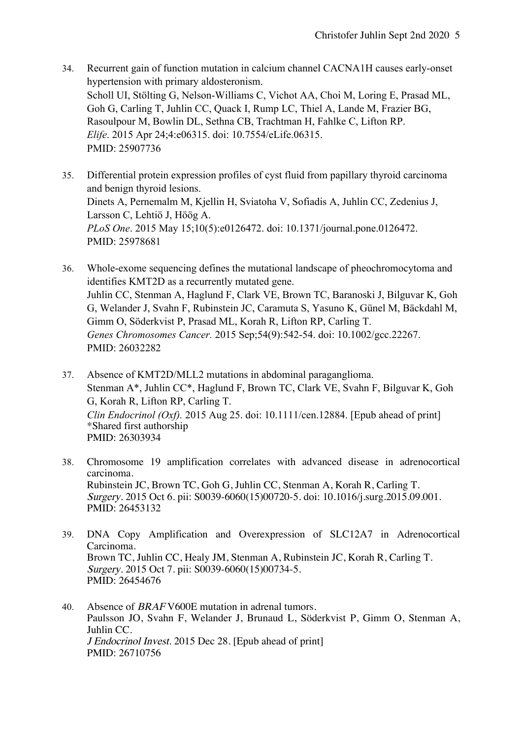34. Recurrent gain of function mutation in calcium channel CACNA1H causes early-onset hypertension with primary aldosteronism.
 Scholl UI, Stölting G, Nelson-Williams C, Vichot AA, Choi M, Loring E, Prasad ML, Goh G, Carling T, Juhlin CC, Quack I, Rump LC, Thiel A, Lande M, Frazier BG, Rasoulpour M, Bowlin DL, Sethna CB, Trachtman H, Fahlke C, Lifton RP.
 *Elife*. 2015 Apr 24;4:e06315. doi: 10.7554/eLife.06315.
 PMID: 25907736

35. Differential protein expression profiles of cyst fluid from papillary thyroid carcinoma and benign thyroid lesions.
 Dinets A, Pernemalm M, Kjellin H, Sviatoha V, Sofiadis A, Juhlin CC, Zedenius J, Larsson C, Lehtiö J, Höög A.
 *PLoS One*. 2015 May 15;10(5):e0126472. doi: 10.1371/journal.pone.0126472.
 PMID: 25978681

36. Whole-exome sequencing defines the mutational landscape of pheochromocytoma and identifies KMT2D as a recurrently mutated gene.
 Juhlin CC, Stenman A, Haglund F, Clark VE, Brown TC, Baranoski J, Bilguvar K, Goh G, Welander J, Svahn F, Rubinstein JC, Caramuta S, Yasuno K, Günel M, Bäckdahl M, Gimm O, Söderkvist P, Prasad ML, Korah R, Lifton RP, Carling T.
 *Genes Chromosomes Cancer.* 2015 Sep;54(9):542-54. doi: 10.1002/gcc.22267.
 PMID: 26032282

37. Absence of KMT2D/MLL2 mutations in abdominal paraganglioma.
 Stenman A*, Juhlin CC*, Haglund F, Brown TC, Clark VE, Svahn F, Bilguvar K, Goh G, Korah R, Lifton RP, Carling T.
 *Clin Endocrinol (Oxf).* 2015 Aug 25. doi: 10.1111/cen.12884. [Epub ahead of print]
 *Shared first authorship
 PMID: 26303934

38. Chromosome 19 amplification correlates with advanced disease in adrenocortical carcinoma.
 Rubinstein JC, Brown TC, Goh G, Juhlin CC, Stenman A, Korah R, Carling T.
 *Surgery*. 2015 Oct 6. pii: S0039-6060(15)00720-5. doi: 10.1016/j.surg.2015.09.001.
 PMID: 26453132

39. DNA Copy Amplification and Overexpression of SLC12A7 in Adrenocortical Carcinoma.
 Brown TC, Juhlin CC, Healy JM, Stenman A, Rubinstein JC, Korah R, Carling T.
 *Surgery*. 2015 Oct 7. pii: S0039-6060(15)00734-5.
 PMID: 26454676

40. Absence of *BRAF* V600E mutation in adrenal tumors.
 Paulsson JO, Svahn F, Welander J, Brunaud L, Söderkvist P, Gimm O, Stenman A, Juhlin CC.
 *J Endocrinol Invest*. 2015 Dec 28. [Epub ahead of print]
 PMID: 26710756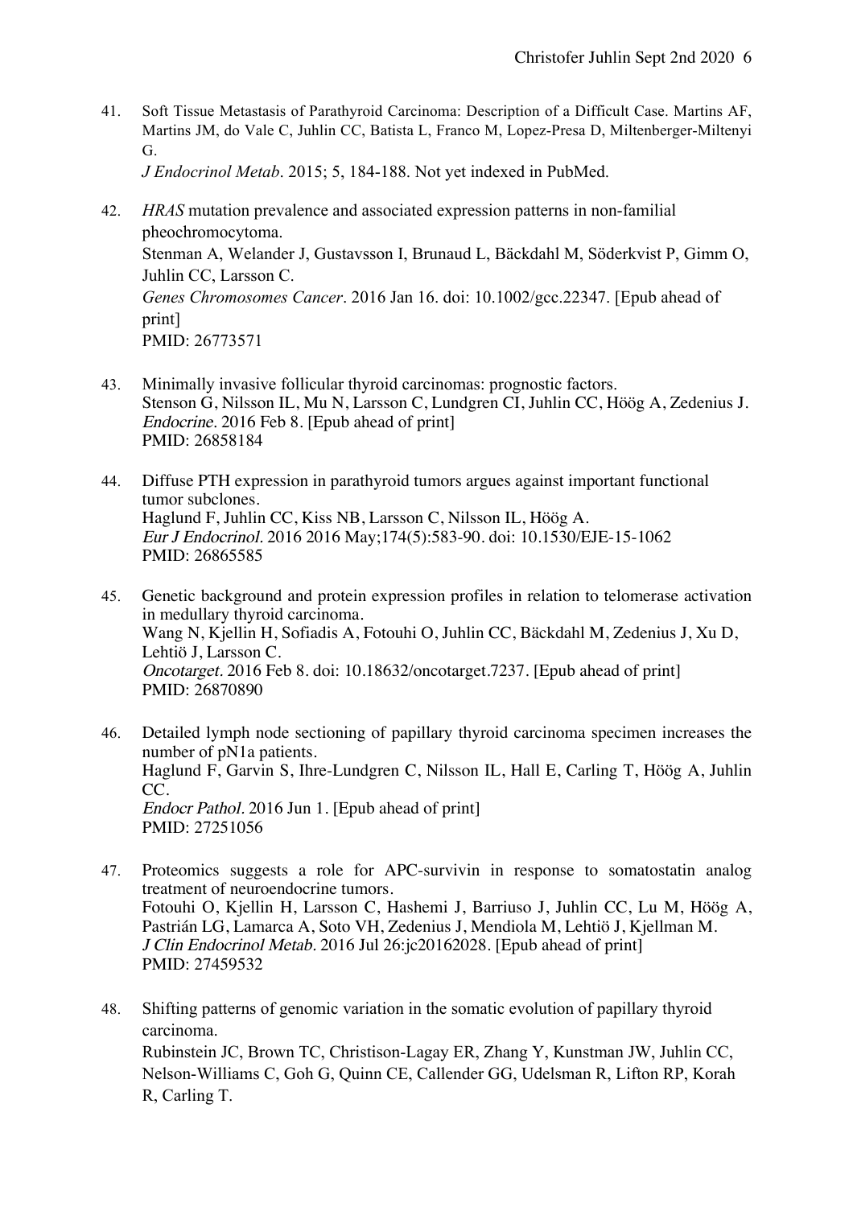41. Soft Tissue Metastasis of Parathyroid Carcinoma: Description of a Difficult Case. Martins AF, Martins JM, do Vale C, Juhlin CC, Batista L, Franco M, Lopez-Presa D, Miltenberger-Miltenyi G.
*J Endocrinol Metab*. 2015; 5, 184-188. Not yet indexed in PubMed.

42. *HRAS* mutation prevalence and associated expression patterns in non-familial pheochromocytoma.
Stenman A, Welander J, Gustavsson I, Brunaud L, Bäckdahl M, Söderkvist P, Gimm O, Juhlin CC, Larsson C.
*Genes Chromosomes Cancer*. 2016 Jan 16. doi: 10.1002/gcc.22347. [Epub ahead of print]
PMID: 26773571

43. Minimally invasive follicular thyroid carcinomas: prognostic factors.
Stenson G, Nilsson IL, Mu N, Larsson C, Lundgren CI, Juhlin CC, Höög A, Zedenius J.
*Endocrine*. 2016 Feb 8. [Epub ahead of print]
PMID: 26858184

44. Diffuse PTH expression in parathyroid tumors argues against important functional tumor subclones.
Haglund F, Juhlin CC, Kiss NB, Larsson C, Nilsson IL, Höög A.
*Eur J Endocrinol*. 2016 2016 May;174(5):583-90. doi: 10.1530/EJE-15-1062
PMID: 26865585

45. Genetic background and protein expression profiles in relation to telomerase activation in medullary thyroid carcinoma.
Wang N, Kjellin H, Sofiadis A, Fotouhi O, Juhlin CC, Bäckdahl M, Zedenius J, Xu D, Lehtiö J, Larsson C.
*Oncotarget*. 2016 Feb 8. doi: 10.18632/oncotarget.7237. [Epub ahead of print]
PMID: 26870890

46. Detailed lymph node sectioning of papillary thyroid carcinoma specimen increases the number of pN1a patients.
Haglund F, Garvin S, Ihre-Lundgren C, Nilsson IL, Hall E, Carling T, Höög A, Juhlin CC.
*Endocr Pathol*. 2016 Jun 1. [Epub ahead of print]
PMID: 27251056

47. Proteomics suggests a role for APC-survivin in response to somatostatin analog treatment of neuroendocrine tumors.
Fotouhi O, Kjellin H, Larsson C, Hashemi J, Barriuso J, Juhlin CC, Lu M, Höög A, Pastrián LG, Lamarca A, Soto VH, Zedenius J, Mendiola M, Lehtiö J, Kjellman M.
*J Clin Endocrinol Metab*. 2016 Jul 26:jc20162028. [Epub ahead of print]
PMID: 27459532

48. Shifting patterns of genomic variation in the somatic evolution of papillary thyroid carcinoma.
Rubinstein JC, Brown TC, Christison-Lagay ER, Zhang Y, Kunstman JW, Juhlin CC, Nelson-Williams C, Goh G, Quinn CE, Callender GG, Udelsman R, Lifton RP, Korah R, Carling T.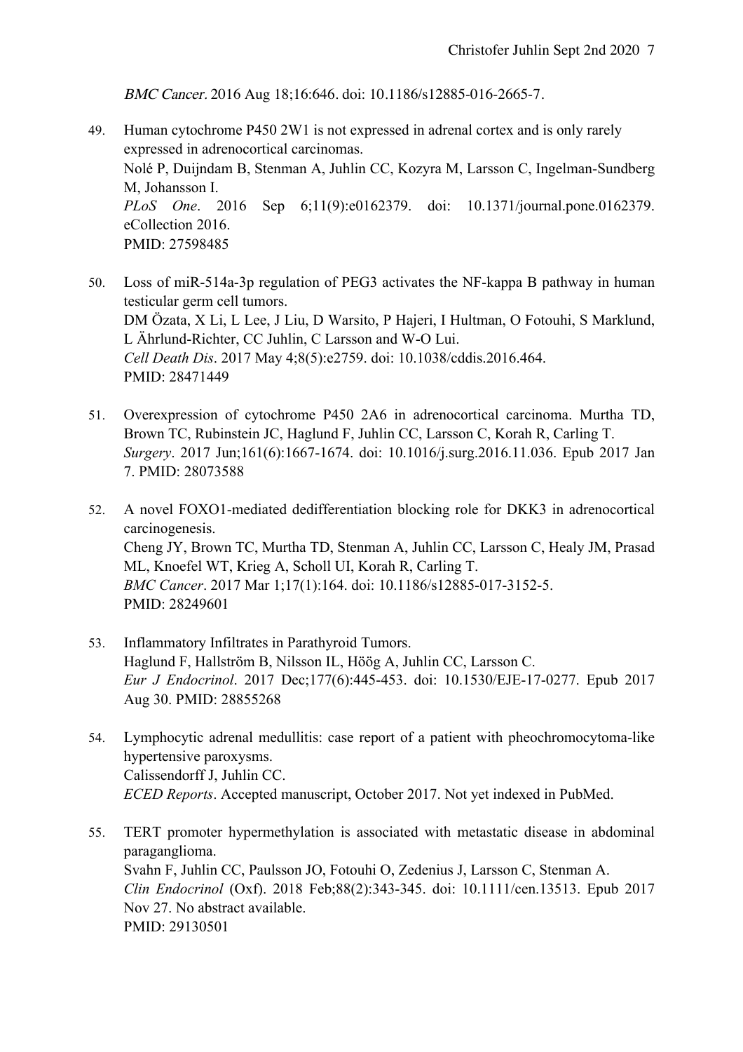*BMC Cancer*. 2016 Aug 18;16:646. doi: 10.1186/s12885-016-2665-7.

49. Human cytochrome P450 2W1 is not expressed in adrenal cortex and is only rarely expressed in adrenocortical carcinomas.
    Nolé P, Duijndam B, Stenman A, Juhlin CC, Kozyra M, Larsson C, Ingelman-Sundberg M, Johansson I.
    *PLoS One*. 2016 Sep 6;11(9):e0162379. doi: 10.1371/journal.pone.0162379. eCollection 2016.
    PMID: 27598485

50. Loss of miR-514a-3p regulation of PEG3 activates the NF-kappa B pathway in human testicular germ cell tumors.
    DM Özata, X Li, L Lee, J Liu, D Warsito, P Hajeri, I Hultman, O Fotouhi, S Marklund, L Ährlund-Richter, CC Juhlin, C Larsson and W-O Lui.
    *Cell Death Dis*. 2017 May 4;8(5):e2759. doi: 10.1038/cddis.2016.464.
    PMID: 28471449

51. Overexpression of cytochrome P450 2A6 in adrenocortical carcinoma. Murtha TD, Brown TC, Rubinstein JC, Haglund F, Juhlin CC, Larsson C, Korah R, Carling T.
    *Surgery*. 2017 Jun;161(6):1667-1674. doi: 10.1016/j.surg.2016.11.036. Epub 2017 Jan 7. PMID: 28073588

52. A novel FOXO1-mediated dedifferentiation blocking role for DKK3 in adrenocortical carcinogenesis.
    Cheng JY, Brown TC, Murtha TD, Stenman A, Juhlin CC, Larsson C, Healy JM, Prasad ML, Knoefel WT, Krieg A, Scholl UI, Korah R, Carling T.
    *BMC Cancer*. 2017 Mar 1;17(1):164. doi: 10.1186/s12885-017-3152-5.
    PMID: 28249601

53. Inflammatory Infiltrates in Parathyroid Tumors.
    Haglund F, Hallström B, Nilsson IL, Höög A, Juhlin CC, Larsson C.
    *Eur J Endocrinol*. 2017 Dec;177(6):445-453. doi: 10.1530/EJE-17-0277. Epub 2017 Aug 30. PMID: 28855268

54. Lymphocytic adrenal medullitis: case report of a patient with pheochromocytoma-like hypertensive paroxysms.
    Calissendorff J, Juhlin CC.
    *ECED Reports*. Accepted manuscript, October 2017. Not yet indexed in PubMed.

55. TERT promoter hypermethylation is associated with metastatic disease in abdominal paraganglioma.
    Svahn F, Juhlin CC, Paulsson JO, Fotouhi O, Zedenius J, Larsson C, Stenman A.
    *Clin Endocrinol* (Oxf). 2018 Feb;88(2):343-345. doi: 10.1111/cen.13513. Epub 2017 Nov 27. No abstract available.
    PMID: 29130501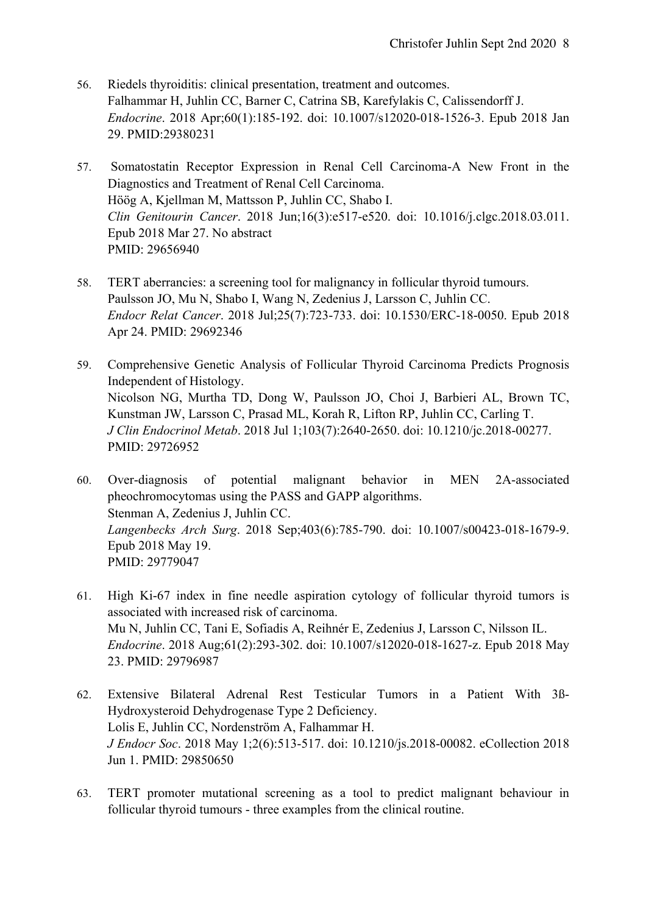56. Riedels thyroiditis: clinical presentation, treatment and outcomes.
   Falhammar H, Juhlin CC, Barner C, Catrina SB, Karefylakis C, Calissendorff J.
   *Endocrine*. 2018 Apr;60(1):185-192. doi: 10.1007/s12020-018-1526-3. Epub 2018 Jan 29. PMID:29380231

57. Somatostatin Receptor Expression in Renal Cell Carcinoma-A New Front in the Diagnostics and Treatment of Renal Cell Carcinoma.
   Höög A, Kjellman M, Mattsson P, Juhlin CC, Shabo I.
   *Clin Genitourin Cancer*. 2018 Jun;16(3):e517-e520. doi: 10.1016/j.clgc.2018.03.011. Epub 2018 Mar 27. No abstract
   PMID: 29656940

58. TERT aberrancies: a screening tool for malignancy in follicular thyroid tumours.
   Paulsson JO, Mu N, Shabo I, Wang N, Zedenius J, Larsson C, Juhlin CC.
   *Endocr Relat Cancer*. 2018 Jul;25(7):723-733. doi: 10.1530/ERC-18-0050. Epub 2018 Apr 24. PMID: 29692346

59. Comprehensive Genetic Analysis of Follicular Thyroid Carcinoma Predicts Prognosis Independent of Histology.
   Nicolson NG, Murtha TD, Dong W, Paulsson JO, Choi J, Barbieri AL, Brown TC, Kunstman JW, Larsson C, Prasad ML, Korah R, Lifton RP, Juhlin CC, Carling T.
   *J Clin Endocrinol Metab*. 2018 Jul 1;103(7):2640-2650. doi: 10.1210/jc.2018-00277. PMID: 29726952

60. Over-diagnosis of potential malignant behavior in MEN 2A-associated pheochromocytomas using the PASS and GAPP algorithms.
   Stenman A, Zedenius J, Juhlin CC.
   *Langenbecks Arch Surg*. 2018 Sep;403(6):785-790. doi: 10.1007/s00423-018-1679-9. Epub 2018 May 19.
   PMID: 29779047

61. High Ki-67 index in fine needle aspiration cytology of follicular thyroid tumors is associated with increased risk of carcinoma.
   Mu N, Juhlin CC, Tani E, Sofiadis A, Reihnér E, Zedenius J, Larsson C, Nilsson IL.
   *Endocrine*. 2018 Aug;61(2):293-302. doi: 10.1007/s12020-018-1627-z. Epub 2018 May 23. PMID: 29796987

62. Extensive Bilateral Adrenal Rest Testicular Tumors in a Patient With 3ß-Hydroxysteroid Dehydrogenase Type 2 Deficiency.
   Lolis E, Juhlin CC, Nordenström A, Falhammar H.
   *J Endocr Soc*. 2018 May 1;2(6):513-517. doi: 10.1210/js.2018-00082. eCollection 2018 Jun 1. PMID: 29850650

63. TERT promoter mutational screening as a tool to predict malignant behaviour in follicular thyroid tumours - three examples from the clinical routine.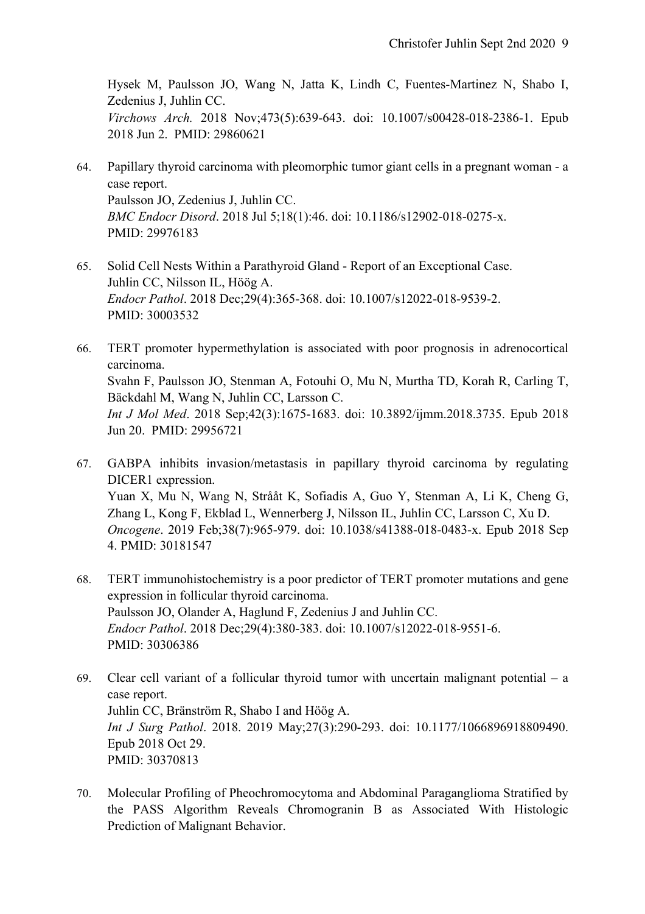Hysek M, Paulsson JO, Wang N, Jatta K, Lindh C, Fuentes-Martinez N, Shabo I, Zedenius J, Juhlin CC.
*Virchows Arch.* 2018 Nov;473(5):639-643. doi: 10.1007/s00428-018-2386-1. Epub 2018 Jun 2. PMID: 29860621

64. Papillary thyroid carcinoma with pleomorphic tumor giant cells in a pregnant woman - a case report.
Paulsson JO, Zedenius J, Juhlin CC.
*BMC Endocr Disord*. 2018 Jul 5;18(1):46. doi: 10.1186/s12902-018-0275-x. PMID: 29976183

65. Solid Cell Nests Within a Parathyroid Gland - Report of an Exceptional Case.
Juhlin CC, Nilsson IL, Höög A.
*Endocr Pathol*. 2018 Dec;29(4):365-368. doi: 10.1007/s12022-018-9539-2. PMID: 30003532

66. TERT promoter hypermethylation is associated with poor prognosis in adrenocortical carcinoma.
Svahn F, Paulsson JO, Stenman A, Fotouhi O, Mu N, Murtha TD, Korah R, Carling T, Bäckdahl M, Wang N, Juhlin CC, Larsson C.
*Int J Mol Med*. 2018 Sep;42(3):1675-1683. doi: 10.3892/ijmm.2018.3735. Epub 2018 Jun 20. PMID: 29956721

67. GABPA inhibits invasion/metastasis in papillary thyroid carcinoma by regulating DICER1 expression.
Yuan X, Mu N, Wang N, Strååt K, Sofiadis A, Guo Y, Stenman A, Li K, Cheng G, Zhang L, Kong F, Ekblad L, Wennerberg J, Nilsson IL, Juhlin CC, Larsson C, Xu D.
*Oncogene*. 2019 Feb;38(7):965-979. doi: 10.1038/s41388-018-0483-x. Epub 2018 Sep 4. PMID: 30181547

68. TERT immunohistochemistry is a poor predictor of TERT promoter mutations and gene expression in follicular thyroid carcinoma.
Paulsson JO, Olander A, Haglund F, Zedenius J and Juhlin CC.
*Endocr Pathol*. 2018 Dec;29(4):380-383. doi: 10.1007/s12022-018-9551-6. PMID: 30306386

69. Clear cell variant of a follicular thyroid tumor with uncertain malignant potential – a case report.
Juhlin CC, Bränström R, Shabo I and Höög A.
*Int J Surg Pathol*. 2018. 2019 May;27(3):290-293. doi: 10.1177/1066896918809490. Epub 2018 Oct 29.
PMID: 30370813

70. Molecular Profiling of Pheochromocytoma and Abdominal Paraganglioma Stratified by the PASS Algorithm Reveals Chromogranin B as Associated With Histologic Prediction of Malignant Behavior.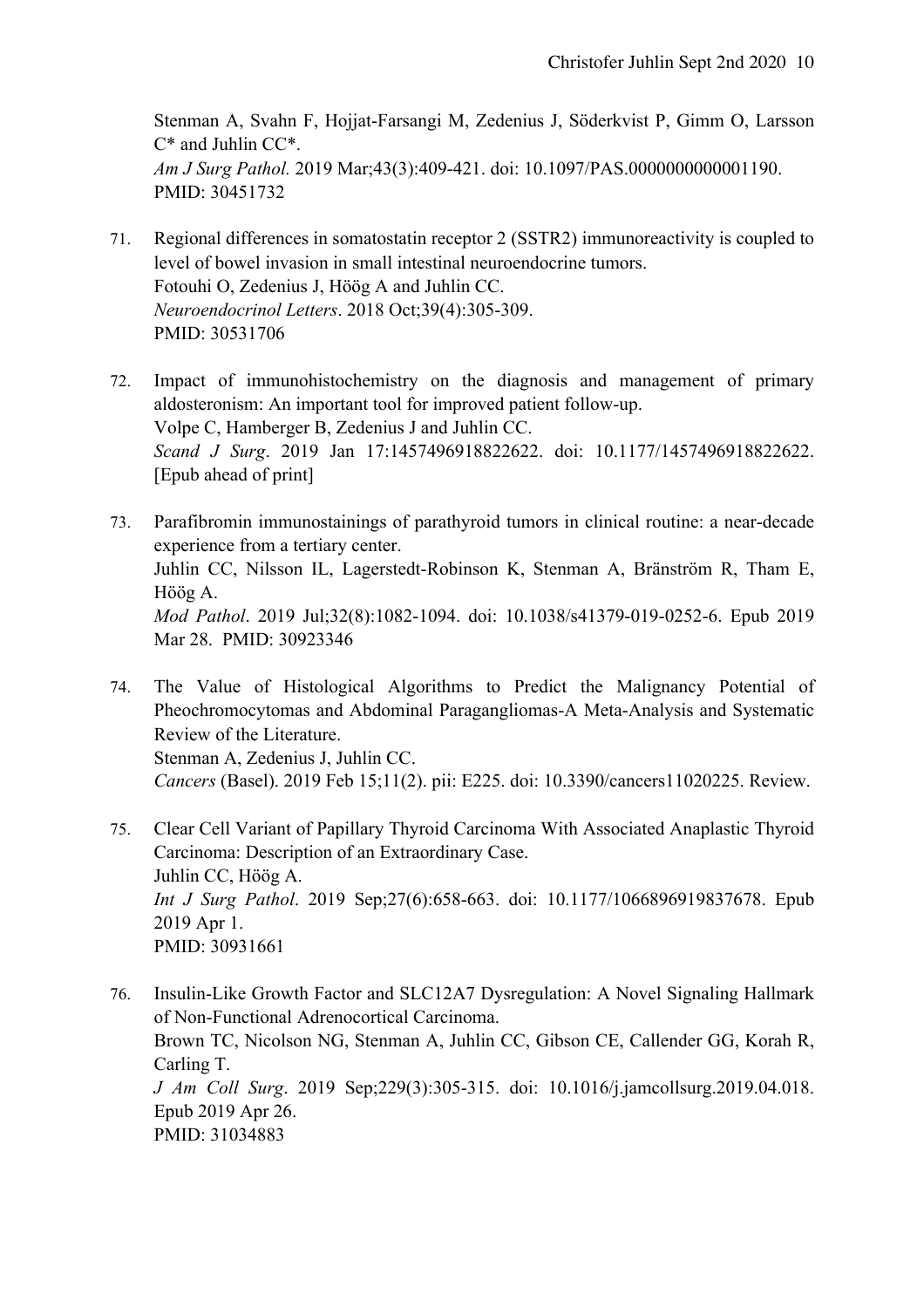Stenman A, Svahn F, Hojjat-Farsangi M, Zedenius J, Söderkvist P, Gimm O, Larsson C* and Juhlin CC*.
*Am J Surg Pathol.* 2019 Mar;43(3):409-421. doi: 10.1097/PAS.0000000000001190. PMID: 30451732

71. Regional differences in somatostatin receptor 2 (SSTR2) immunoreactivity is coupled to level of bowel invasion in small intestinal neuroendocrine tumors.
Fotouhi O, Zedenius J, Höög A and Juhlin CC.
*Neuroendocrinol Letters*. 2018 Oct;39(4):305-309.
PMID: 30531706

72. Impact of immunohistochemistry on the diagnosis and management of primary aldosteronism: An important tool for improved patient follow-up.
Volpe C, Hamberger B, Zedenius J and Juhlin CC.
*Scand J Surg*. 2019 Jan 17:1457496918822622. doi: 10.1177/1457496918822622. [Epub ahead of print]

73. Parafibromin immunostainings of parathyroid tumors in clinical routine: a near-decade experience from a tertiary center.
Juhlin CC, Nilsson IL, Lagerstedt-Robinson K, Stenman A, Bränström R, Tham E, Höög A.
*Mod Pathol*. 2019 Jul;32(8):1082-1094. doi: 10.1038/s41379-019-0252-6. Epub 2019 Mar 28. PMID: 30923346

74. The Value of Histological Algorithms to Predict the Malignancy Potential of Pheochromocytomas and Abdominal Paragangliomas-A Meta-Analysis and Systematic Review of the Literature.
Stenman A, Zedenius J, Juhlin CC.
*Cancers* (Basel). 2019 Feb 15;11(2). pii: E225. doi: 10.3390/cancers11020225. Review.

75. Clear Cell Variant of Papillary Thyroid Carcinoma With Associated Anaplastic Thyroid Carcinoma: Description of an Extraordinary Case.
Juhlin CC, Höög A.
*Int J Surg Pathol*. 2019 Sep;27(6):658-663. doi: 10.1177/1066896919837678. Epub 2019 Apr 1.
PMID: 30931661

76. Insulin-Like Growth Factor and SLC12A7 Dysregulation: A Novel Signaling Hallmark of Non-Functional Adrenocortical Carcinoma.
Brown TC, Nicolson NG, Stenman A, Juhlin CC, Gibson CE, Callender GG, Korah R, Carling T.
*J Am Coll Surg*. 2019 Sep;229(3):305-315. doi: 10.1016/j.jamcollsurg.2019.04.018. Epub 2019 Apr 26.
PMID: 31034883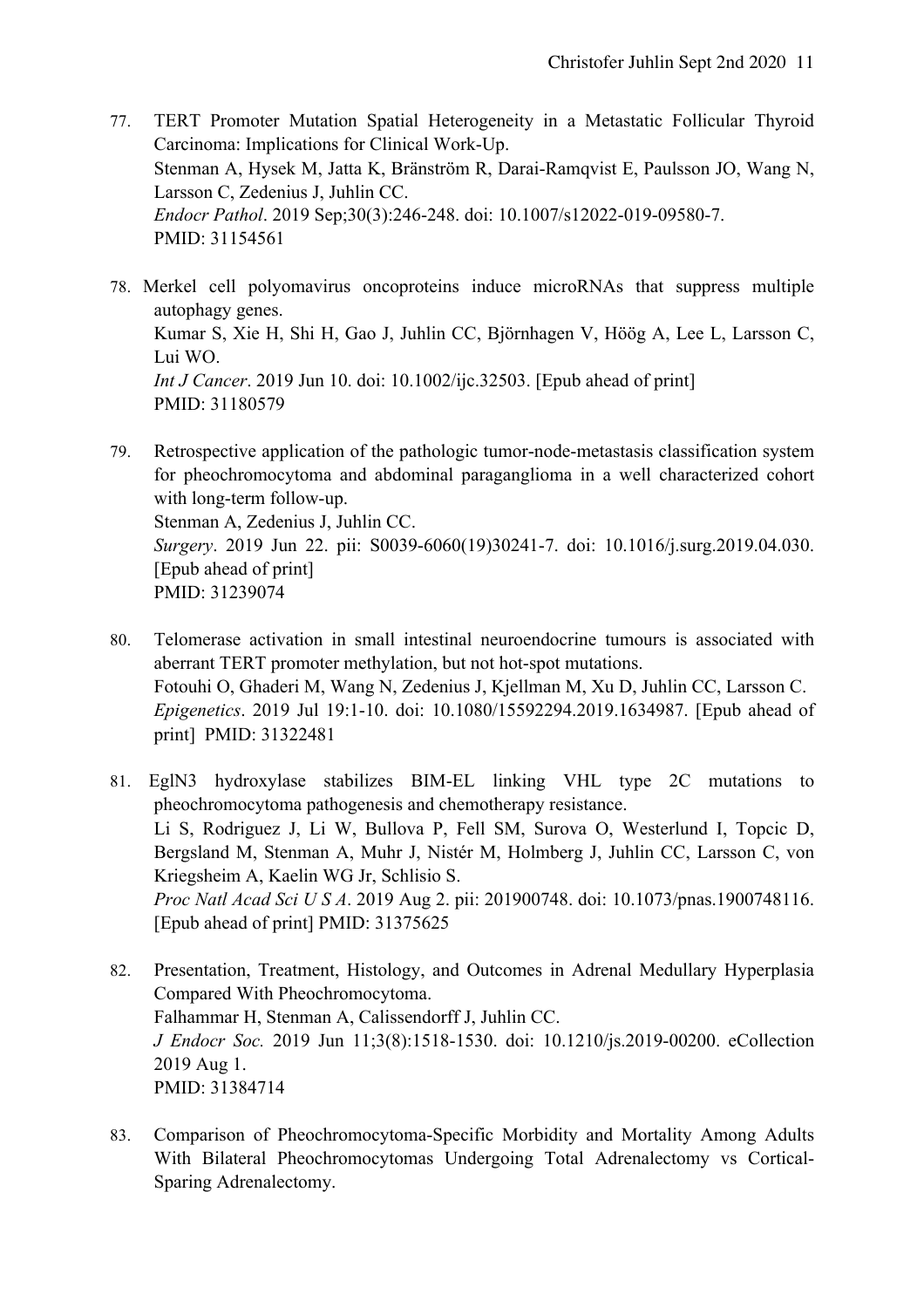77. TERT Promoter Mutation Spatial Heterogeneity in a Metastatic Follicular Thyroid Carcinoma: Implications for Clinical Work-Up.
    Stenman A, Hysek M, Jatta K, Bränström R, Darai-Ramqvist E, Paulsson JO, Wang N, Larsson C, Zedenius J, Juhlin CC.
    *Endocr Pathol*. 2019 Sep;30(3):246-248. doi: 10.1007/s12022-019-09580-7.
    PMID: 31154561

78. Merkel cell polyomavirus oncoproteins induce microRNAs that suppress multiple autophagy genes.
    Kumar S, Xie H, Shi H, Gao J, Juhlin CC, Björnhagen V, Höög A, Lee L, Larsson C, Lui WO.
    *Int J Cancer*. 2019 Jun 10. doi: 10.1002/ijc.32503. [Epub ahead of print]
    PMID: 31180579

79. Retrospective application of the pathologic tumor-node-metastasis classification system for pheochromocytoma and abdominal paraganglioma in a well characterized cohort with long-term follow-up.
    Stenman A, Zedenius J, Juhlin CC.
    *Surgery*. 2019 Jun 22. pii: S0039-6060(19)30241-7. doi: 10.1016/j.surg.2019.04.030. [Epub ahead of print]
    PMID: 31239074

80. Telomerase activation in small intestinal neuroendocrine tumours is associated with aberrant TERT promoter methylation, but not hot-spot mutations.
    Fotouhi O, Ghaderi M, Wang N, Zedenius J, Kjellman M, Xu D, Juhlin CC, Larsson C.
    *Epigenetics*. 2019 Jul 19:1-10. doi: 10.1080/15592294.2019.1634987. [Epub ahead of print] PMID: 31322481

81. EglN3 hydroxylase stabilizes BIM-EL linking VHL type 2C mutations to pheochromocytoma pathogenesis and chemotherapy resistance.
    Li S, Rodriguez J, Li W, Bullova P, Fell SM, Surova O, Westerlund I, Topcic D, Bergsland M, Stenman A, Muhr J, Nistér M, Holmberg J, Juhlin CC, Larsson C, von Kriegsheim A, Kaelin WG Jr, Schlisio S.
    *Proc Natl Acad Sci U S A*. 2019 Aug 2. pii: 201900748. doi: 10.1073/pnas.1900748116. [Epub ahead of print] PMID: 31375625

82. Presentation, Treatment, Histology, and Outcomes in Adrenal Medullary Hyperplasia Compared With Pheochromocytoma.
    Falhammar H, Stenman A, Calissendorff J, Juhlin CC.
    *J Endocr Soc.* 2019 Jun 11;3(8):1518-1530. doi: 10.1210/js.2019-00200. eCollection 2019 Aug 1.
    PMID: 31384714

83. Comparison of Pheochromocytoma-Specific Morbidity and Mortality Among Adults With Bilateral Pheochromocytomas Undergoing Total Adrenalectomy vs Cortical-Sparing Adrenalectomy.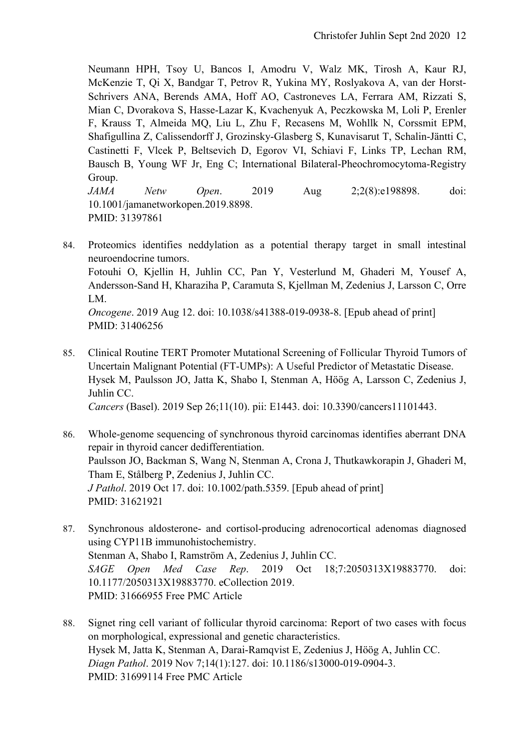Neumann HPH, Tsoy U, Bancos I, Amodru V, Walz MK, Tirosh A, Kaur RJ, McKenzie T, Qi X, Bandgar T, Petrov R, Yukina MY, Roslyakova A, van der Horst-Schrivers ANA, Berends AMA, Hoff AO, Castroneves LA, Ferrara AM, Rizzati S, Mian C, Dvorakova S, Hasse-Lazar K, Kvachenyuk A, Peczkowska M, Loli P, Erenler F, Krauss T, Almeida MQ, Liu L, Zhu F, Recasens M, Wohllk N, Corssmit EPM, Shafigullina Z, Calissendorff J, Grozinsky-Glasberg S, Kunavisarut T, Schalin-Jäntti C, Castinetti F, Vlcek P, Beltsevich D, Egorov VI, Schiavi F, Links TP, Lechan RM, Bausch B, Young WF Jr, Eng C; International Bilateral-Pheochromocytoma-Registry Group.
*JAMA Netw Open*. 2019 Aug 2;2(8):e198898. doi: 10.1001/jamanetworkopen.2019.8898.
PMID: 31397861

84. Proteomics identifies neddylation as a potential therapy target in small intestinal neuroendocrine tumors.
Fotouhi O, Kjellin H, Juhlin CC, Pan Y, Vesterlund M, Ghaderi M, Yousef A, Andersson-Sand H, Kharaziha P, Caramuta S, Kjellman M, Zedenius J, Larsson C, Orre LM.
*Oncogene*. 2019 Aug 12. doi: 10.1038/s41388-019-0938-8. [Epub ahead of print]
PMID: 31406256

85. Clinical Routine TERT Promoter Mutational Screening of Follicular Thyroid Tumors of Uncertain Malignant Potential (FT-UMPs): A Useful Predictor of Metastatic Disease.
Hysek M, Paulsson JO, Jatta K, Shabo I, Stenman A, Höög A, Larsson C, Zedenius J, Juhlin CC.
*Cancers* (Basel). 2019 Sep 26;11(10). pii: E1443. doi: 10.3390/cancers11101443.

86. Whole-genome sequencing of synchronous thyroid carcinomas identifies aberrant DNA repair in thyroid cancer dedifferentiation.
Paulsson JO, Backman S, Wang N, Stenman A, Crona J, Thutkawkorapin J, Ghaderi M, Tham E, Stålberg P, Zedenius J, Juhlin CC.
*J Pathol*. 2019 Oct 17. doi: 10.1002/path.5359. [Epub ahead of print]
PMID: 31621921

87. Synchronous aldosterone- and cortisol-producing adrenocortical adenomas diagnosed using CYP11B immunohistochemistry.
Stenman A, Shabo I, Ramström A, Zedenius J, Juhlin CC.
*SAGE Open Med Case Rep*. 2019 Oct 18;7:2050313X19883770. doi: 10.1177/2050313X19883770. eCollection 2019.
PMID: 31666955 Free PMC Article

88. Signet ring cell variant of follicular thyroid carcinoma: Report of two cases with focus on morphological, expressional and genetic characteristics.
Hysek M, Jatta K, Stenman A, Darai-Ramqvist E, Zedenius J, Höög A, Juhlin CC.
*Diagn Pathol*. 2019 Nov 7;14(1):127. doi: 10.1186/s13000-019-0904-3.
PMID: 31699114 Free PMC Article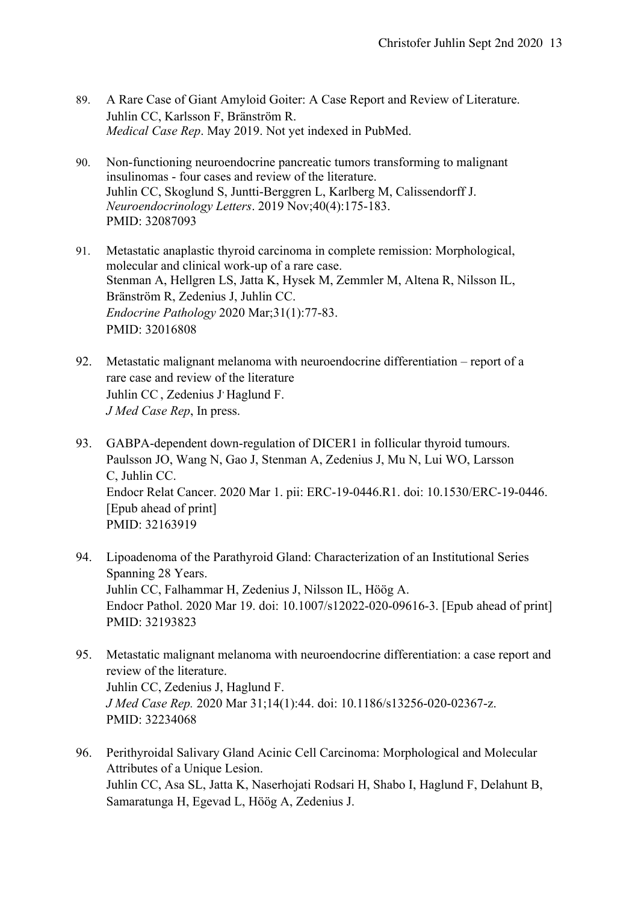89. A Rare Case of Giant Amyloid Goiter: A Case Report and Review of Literature.
    Juhlin CC, Karlsson F, Bränström R.
    *Medical Case Rep*. May 2019. Not yet indexed in PubMed.

90. Non-functioning neuroendocrine pancreatic tumors transforming to malignant insulinomas - four cases and review of the literature.
    Juhlin CC, Skoglund S, Juntti-Berggren L, Karlberg M, Calissendorff J.
    *Neuroendocrinology Letters*. 2019 Nov;40(4):175-183.
    PMID: 32087093

91. Metastatic anaplastic thyroid carcinoma in complete remission: Morphological, molecular and clinical work-up of a rare case.
    Stenman A, Hellgren LS, Jatta K, Hysek M, Zemmler M, Altena R, Nilsson IL, Bränström R, Zedenius J, Juhlin CC.
    *Endocrine Pathology* 2020 Mar;31(1):77-83.
    PMID: 32016808

92. Metastatic malignant melanoma with neuroendocrine differentiation – report of a rare case and review of the literature
    Juhlin CC , Zedenius J, Haglund F.
    *J Med Case Rep*, In press.

93. GABPA-dependent down-regulation of DICER1 in follicular thyroid tumours.
    Paulsson JO, Wang N, Gao J, Stenman A, Zedenius J, Mu N, Lui WO, Larsson C, Juhlin CC.
    Endocr Relat Cancer. 2020 Mar 1. pii: ERC-19-0446.R1. doi: 10.1530/ERC-19-0446. [Epub ahead of print]
    PMID: 32163919

94. Lipoadenoma of the Parathyroid Gland: Characterization of an Institutional Series Spanning 28 Years.
    Juhlin CC, Falhammar H, Zedenius J, Nilsson IL, Höög A.
    Endocr Pathol. 2020 Mar 19. doi: 10.1007/s12022-020-09616-3. [Epub ahead of print]
    PMID: 32193823

95. Metastatic malignant melanoma with neuroendocrine differentiation: a case report and review of the literature.
    Juhlin CC, Zedenius J, Haglund F.
    *J Med Case Rep.* 2020 Mar 31;14(1):44. doi: 10.1186/s13256-020-02367-z.
    PMID: 32234068

96. Perithyroidal Salivary Gland Acinic Cell Carcinoma: Morphological and Molecular Attributes of a Unique Lesion.
    Juhlin CC, Asa SL, Jatta K, Naserhojati Rodsari H, Shabo I, Haglund F, Delahunt B, Samaratunga H, Egevad L, Höög A, Zedenius J.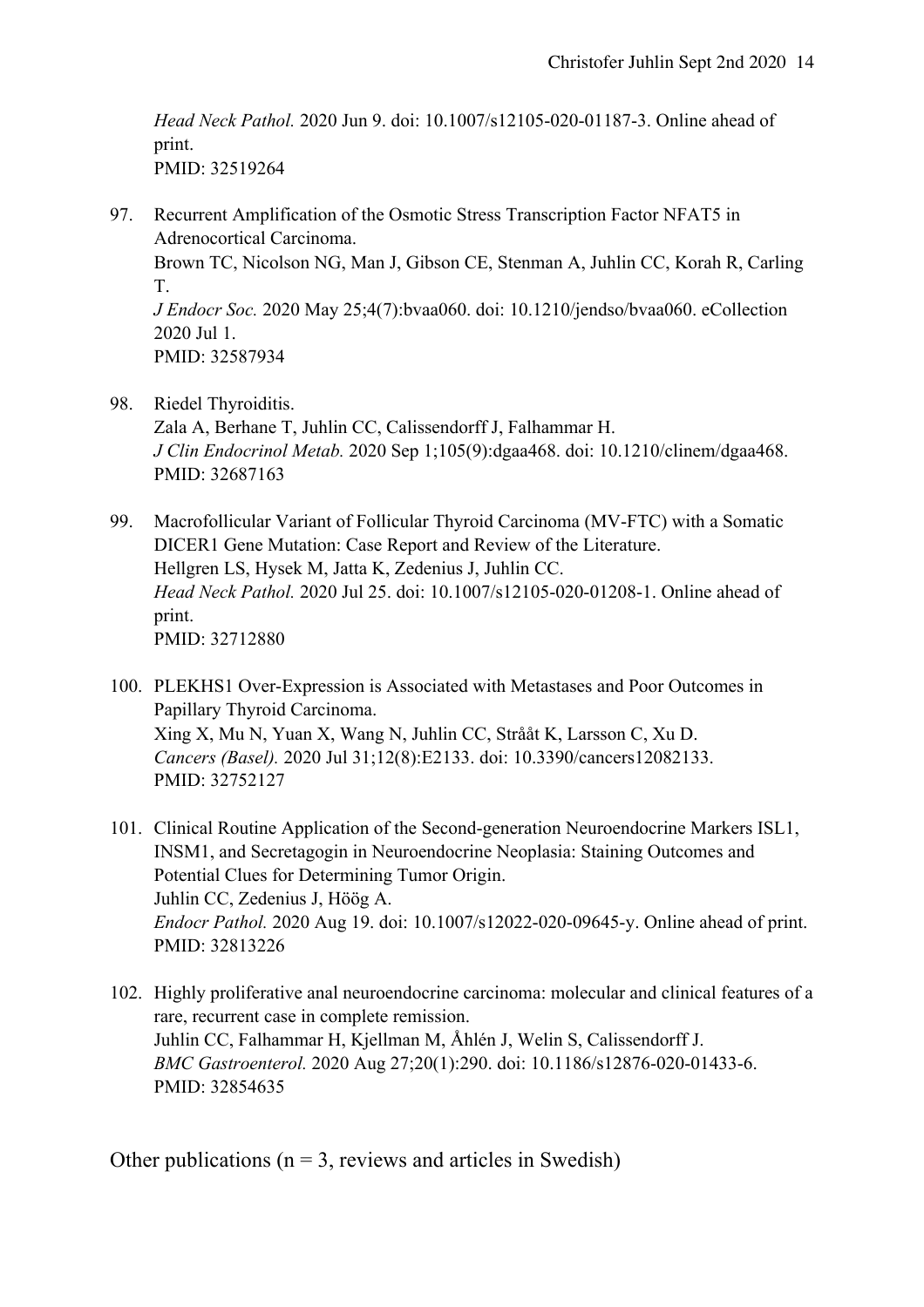*Head Neck Pathol.* 2020 Jun 9. doi: 10.1007/s12105-020-01187-3. Online ahead of print.
PMID: 32519264

97. Recurrent Amplification of the Osmotic Stress Transcription Factor NFAT5 in Adrenocortical Carcinoma.
Brown TC, Nicolson NG, Man J, Gibson CE, Stenman A, Juhlin CC, Korah R, Carling T.
*J Endocr Soc.* 2020 May 25;4(7):bvaa060. doi: 10.1210/jendso/bvaa060. eCollection 2020 Jul 1.
PMID: 32587934

98. Riedel Thyroiditis.
Zala A, Berhane T, Juhlin CC, Calissendorff J, Falhammar H.
*J Clin Endocrinol Metab.* 2020 Sep 1;105(9):dgaa468. doi: 10.1210/clinem/dgaa468.
PMID: 32687163

99. Macrofollicular Variant of Follicular Thyroid Carcinoma (MV-FTC) with a Somatic DICER1 Gene Mutation: Case Report and Review of the Literature.
Hellgren LS, Hysek M, Jatta K, Zedenius J, Juhlin CC.
*Head Neck Pathol.* 2020 Jul 25. doi: 10.1007/s12105-020-01208-1. Online ahead of print.
PMID: 32712880

100. PLEKHS1 Over-Expression is Associated with Metastases and Poor Outcomes in Papillary Thyroid Carcinoma.
Xing X, Mu N, Yuan X, Wang N, Juhlin CC, Strååt K, Larsson C, Xu D.
*Cancers (Basel).* 2020 Jul 31;12(8):E2133. doi: 10.3390/cancers12082133.
PMID: 32752127

101. Clinical Routine Application of the Second-generation Neuroendocrine Markers ISL1, INSM1, and Secretagogin in Neuroendocrine Neoplasia: Staining Outcomes and Potential Clues for Determining Tumor Origin.
Juhlin CC, Zedenius J, Höög A.
*Endocr Pathol.* 2020 Aug 19. doi: 10.1007/s12022-020-09645-y. Online ahead of print.
PMID: 32813226

102. Highly proliferative anal neuroendocrine carcinoma: molecular and clinical features of a rare, recurrent case in complete remission.
Juhlin CC, Falhammar H, Kjellman M, Åhlén J, Welin S, Calissendorff J.
*BMC Gastroenterol.* 2020 Aug 27;20(1):290. doi: 10.1186/s12876-020-01433-6.
PMID: 32854635

Other publications (n = 3, reviews and articles in Swedish)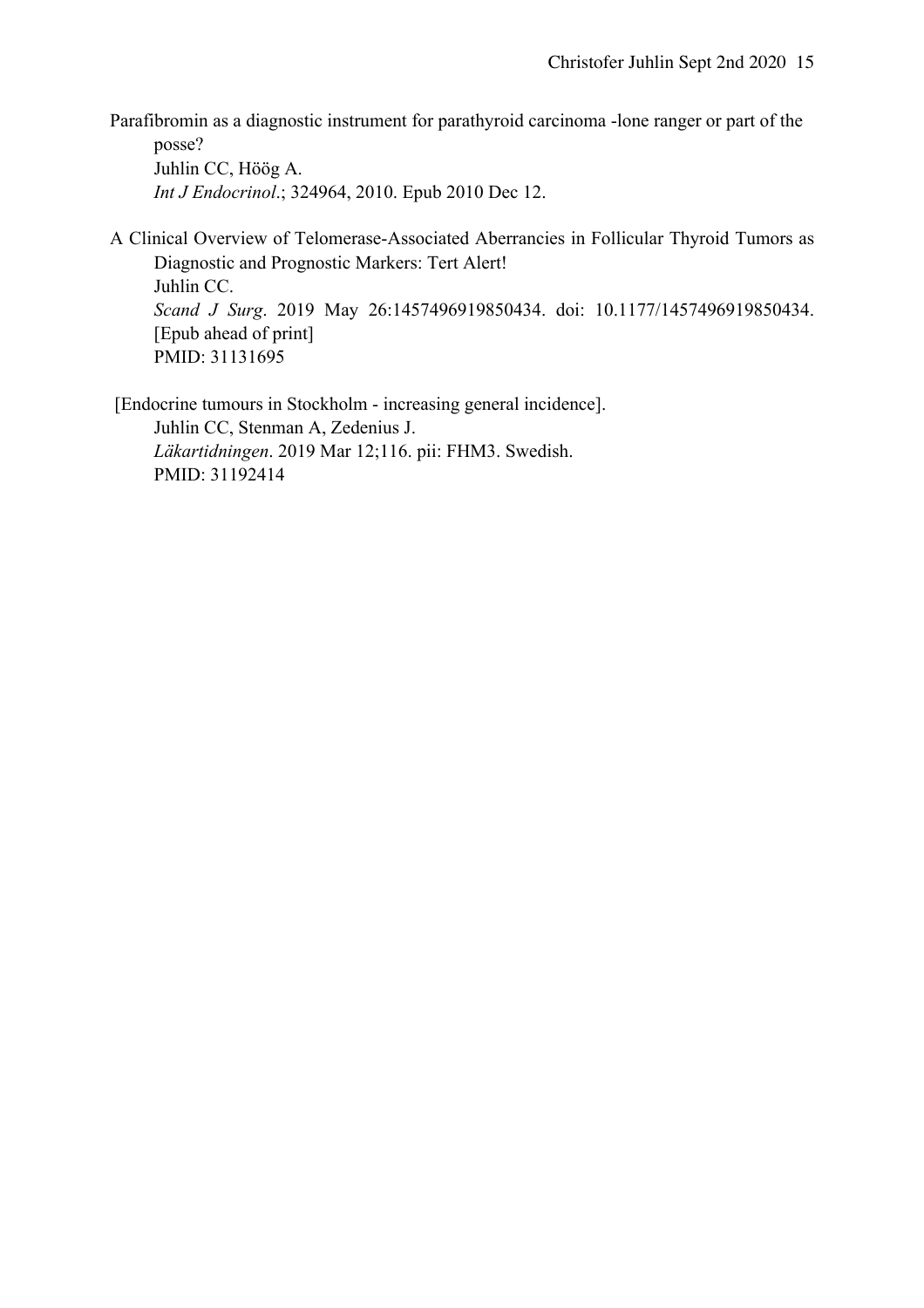Parafibromin as a diagnostic instrument for parathyroid carcinoma -lone ranger or part of the posse?
Juhlin CC, Höög A.
*Int J Endocrinol*.; 324964, 2010. Epub 2010 Dec 12.

A Clinical Overview of Telomerase-Associated Aberrancies in Follicular Thyroid Tumors as Diagnostic and Prognostic Markers: Tert Alert!
Juhlin CC.
*Scand J Surg*. 2019 May 26:1457496919850434. doi: 10.1177/1457496919850434. [Epub ahead of print]
PMID: 31131695

[Endocrine tumours in Stockholm - increasing general incidence].
Juhlin CC, Stenman A, Zedenius J.
*Läkartidningen*. 2019 Mar 12;116. pii: FHM3. Swedish.
PMID: 31192414